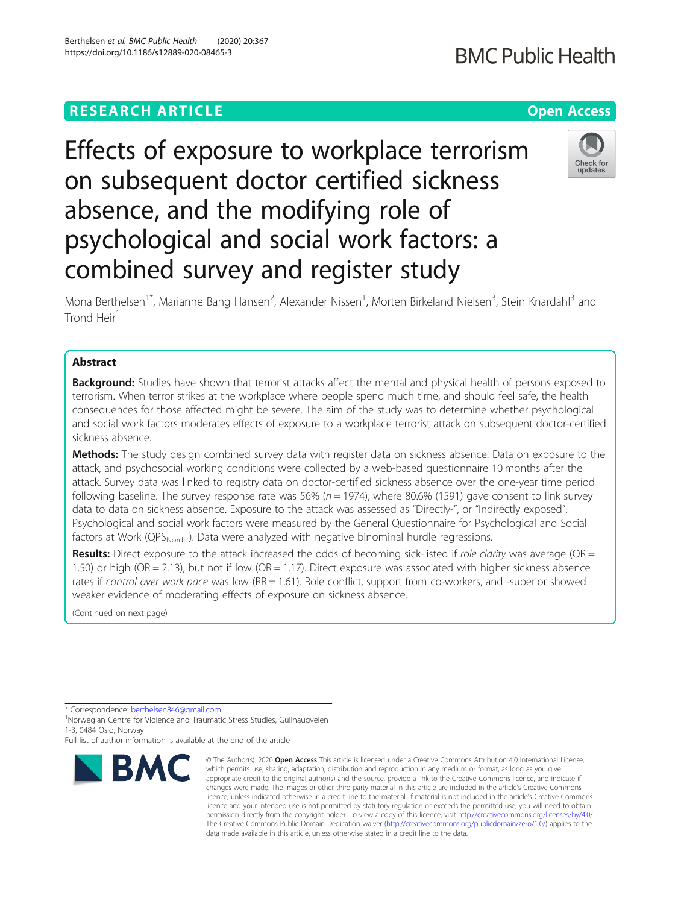RESEARCH ARTICLE

Open Access

# Effects of exposure to workplace terrorism on subsequent doctor certified sickness absence, and the modifying role of psychological and social work factors: a combined survey and register study

Mona Berthelsen[1*], Marianne Bang Hansen[2], Alexander Nissen[1], Morten Birkeland Nielsen[3], Stein Knardahl[3] and Trond Heir[1]

## Abstract

**Background:** Studies have shown that terrorist attacks affect the mental and physical health of persons exposed to terrorism. When terror strikes at the workplace where people spend much time, and should feel safe, the health consequences for those affected might be severe. The aim of the study was to determine whether psychological and social work factors moderates effects of exposure to a workplace terrorist attack on subsequent doctor-certified sickness absence.

**Methods:** The study design combined survey data with register data on sickness absence. Data on exposure to the attack, and psychosocial working conditions were collected by a web-based questionnaire 10 months after the attack. Survey data was linked to registry data on doctor-certified sickness absence over the one-year time period following baseline. The survey response rate was 56% ($n = 1974$), where 80.6% (1591) gave consent to link survey data to data on sickness absence. Exposure to the attack was assessed as "Directly-", or "Indirectly exposed". Psychological and social work factors were measured by the General Questionnaire for Psychological and Social factors at Work ($QPS_{Nordic}$). Data were analyzed with negative binominal hurdle regressions.

**Results:** Direct exposure to the attack increased the odds of becoming sick-listed if *role clarity* was average (OR = 1.50) or high (OR = 2.13), but not if low (OR = 1.17). Direct exposure was associated with higher sickness absence rates if *control over work pace* was low (RR = 1.61). Role conflict, support from co-workers, and -superior showed weaker evidence of moderating effects of exposure on sickness absence.

(Continued on next page)

* Correspondence: berthelsen846@gmail.com

[1]Norwegian Centre for Violence and Traumatic Stress Studies, Gullhaugveien 1-3, 0484 Oslo, Norway

Full list of author information is available at the end of the article

© The Author(s). 2020 **Open Access** This article is licensed under a Creative Commons Attribution 4.0 International License, which permits use, sharing, adaptation, distribution and reproduction in any medium or format, as long as you give appropriate credit to the original author(s) and the source, provide a link to the Creative Commons licence, and indicate if changes were made. The images or other third party material in this article are included in the article's Creative Commons licence, unless indicated otherwise in a credit line to the material. If material is not included in the article's Creative Commons licence and your intended use is not permitted by statutory regulation or exceeds the permitted use, you will need to obtain permission directly from the copyright holder. To view a copy of this licence, visit http://creativecommons.org/licenses/by/4.0/. The Creative Commons Public Domain Dedication waiver (http://creativecommons.org/publicdomain/zero/1.0/) applies to the data made available in this article, unless otherwise stated in a credit line to the data.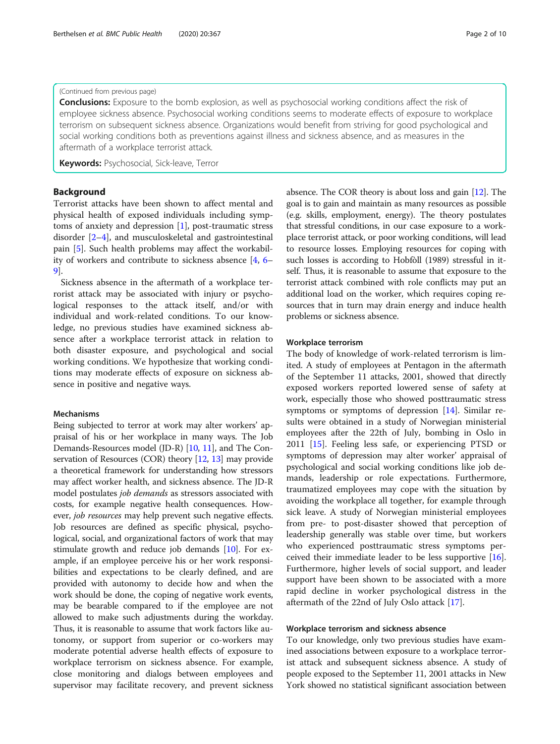(Continued from previous page)

**Conclusions:** Exposure to the bomb explosion, as well as psychosocial working conditions affect the risk of employee sickness absence. Psychosocial working conditions seems to moderate effects of exposure to workplace terrorism on subsequent sickness absence. Organizations would benefit from striving for good psychological and social working conditions both as preventions against illness and sickness absence, and as measures in the aftermath of a workplace terrorist attack.

**Keywords:** Psychosocial, Sick-leave, Terror

## Background

Terrorist attacks have been shown to affect mental and physical health of exposed individuals including symptoms of anxiety and depression [1], post-traumatic stress disorder [2–4], and musculoskeletal and gastrointestinal pain [5]. Such health problems may affect the workability of workers and contribute to sickness absence [4, 6–9].

Sickness absence in the aftermath of a workplace terrorist attack may be associated with injury or psychological responses to the attack itself, and/or with individual and work-related conditions. To our knowledge, no previous studies have examined sickness absence after a workplace terrorist attack in relation to both disaster exposure, and psychological and social working conditions. We hypothesize that working conditions may moderate effects of exposure on sickness absence in positive and negative ways.

### Mechanisms

Being subjected to terror at work may alter workers' appraisal of his or her workplace in many ways. The Job Demands-Resources model (JD-R) [10, 11], and The Conservation of Resources (COR) theory [12, 13] may provide a theoretical framework for understanding how stressors may affect worker health, and sickness absence. The JD-R model postulates *job demands* as stressors associated with costs, for example negative health consequences. However, *job resources* may help prevent such negative effects. Job resources are defined as specific physical, psychological, social, and organizational factors of work that may stimulate growth and reduce job demands [10]. For example, if an employee perceive his or her work responsibilities and expectations to be clearly defined, and are provided with autonomy to decide how and when the work should be done, the coping of negative work events, may be bearable compared to if the employee are not allowed to make such adjustments during the workday. Thus, it is reasonable to assume that work factors like autonomy, or support from superior or co-workers may moderate potential adverse health effects of exposure to workplace terrorism on sickness absence. For example, close monitoring and dialogs between employees and supervisor may facilitate recovery, and prevent sickness absence. The COR theory is about loss and gain [12]. The goal is to gain and maintain as many resources as possible (e.g. skills, employment, energy). The theory postulates that stressful conditions, in our case exposure to a workplace terrorist attack, or poor working conditions, will lead to resource losses. Employing resources for coping with such losses is according to Hobfòll (1989) stressful in itself. Thus, it is reasonable to assume that exposure to the terrorist attack combined with role conflicts may put an additional load on the worker, which requires coping resources that in turn may drain energy and induce health problems or sickness absence.

### Workplace terrorism

The body of knowledge of work-related terrorism is limited. A study of employees at Pentagon in the aftermath of the September 11 attacks, 2001, showed that directly exposed workers reported lowered sense of safety at work, especially those who showed posttraumatic stress symptoms or symptoms of depression [14]. Similar results were obtained in a study of Norwegian ministerial employees after the 22th of July, bombing in Oslo in 2011 [15]. Feeling less safe, or experiencing PTSD or symptoms of depression may alter worker' appraisal of psychological and social working conditions like job demands, leadership or role expectations. Furthermore, traumatized employees may cope with the situation by avoiding the workplace all together, for example through sick leave. A study of Norwegian ministerial employees from pre- to post-disaster showed that perception of leadership generally was stable over time, but workers who experienced posttraumatic stress symptoms perceived their immediate leader to be less supportive [16]. Furthermore, higher levels of social support, and leader support have been shown to be associated with a more rapid decline in worker psychological distress in the aftermath of the 22nd of July Oslo attack [17].

### Workplace terrorism and sickness absence

To our knowledge, only two previous studies have examined associations between exposure to a workplace terrorist attack and subsequent sickness absence. A study of people exposed to the September 11, 2001 attacks in New York showed no statistical significant association between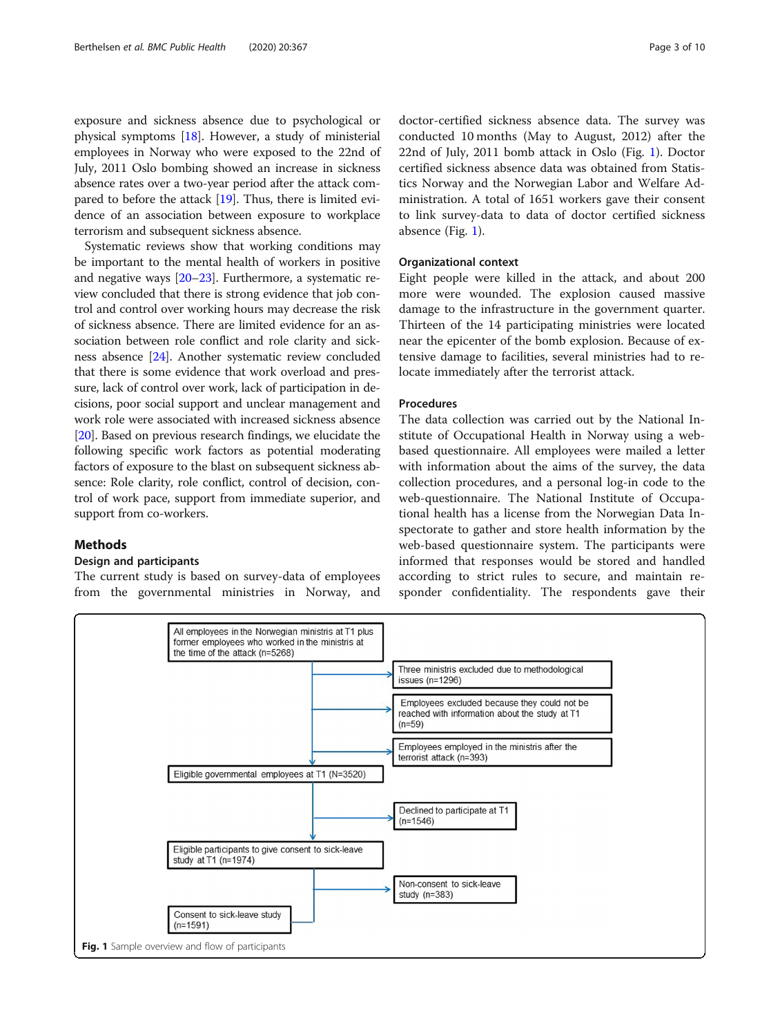exposure and sickness absence due to psychological or physical symptoms [18]. However, a study of ministerial employees in Norway who were exposed to the 22nd of July, 2011 Oslo bombing showed an increase in sickness absence rates over a two-year period after the attack compared to before the attack [19]. Thus, there is limited evidence of an association between exposure to workplace terrorism and subsequent sickness absence.

Systematic reviews show that working conditions may be important to the mental health of workers in positive and negative ways [20–23]. Furthermore, a systematic review concluded that there is strong evidence that job control and control over working hours may decrease the risk of sickness absence. There are limited evidence for an association between role conflict and role clarity and sickness absence [24]. Another systematic review concluded that there is some evidence that work overload and pressure, lack of control over work, lack of participation in decisions, poor social support and unclear management and work role were associated with increased sickness absence [20]. Based on previous research findings, we elucidate the following specific work factors as potential moderating factors of exposure to the blast on subsequent sickness absence: Role clarity, role conflict, control of decision, control of work pace, support from immediate superior, and support from co-workers.

## Methods

### Design and participants

The current study is based on survey-data of employees from the governmental ministries in Norway, and doctor-certified sickness absence data. The survey was conducted 10 months (May to August, 2012) after the 22nd of July, 2011 bomb attack in Oslo (Fig. 1). Doctor certified sickness absence data was obtained from Statistics Norway and the Norwegian Labor and Welfare Administration. A total of 1651 workers gave their consent to link survey-data to data of doctor certified sickness absence (Fig. 1).

### Organizational context

Eight people were killed in the attack, and about 200 more were wounded. The explosion caused massive damage to the infrastructure in the government quarter. Thirteen of the 14 participating ministries were located near the epicenter of the bomb explosion. Because of extensive damage to facilities, several ministries had to relocate immediately after the terrorist attack.

### Procedures

The data collection was carried out by the National Institute of Occupational Health in Norway using a web-based questionnaire. All employees were mailed a letter with information about the aims of the survey, the data collection procedures, and a personal log-in code to the web-questionnaire. The National Institute of Occupational health has a license from the Norwegian Data Inspectorate to gather and store health information by the web-based questionnaire system. The participants were informed that responses would be stored and handled according to strict rules to secure, and maintain responder confidentiality. The respondents gave their

- All employees in the Norwegian ministris at T1 plus former employees who worked in the ministris at the time of the attack (n=5268)
  - → Three ministris excluded due to methodological issues (n=1296)
  - → Employees excluded because they could not be reached with information about the study at T1 (n=59)
  - → Employees employed in the ministris after the terrorist attack (n=393)
- Eligible governmental employees at T1 (N=3520)
  - → Declined to participate at T1 (n=1546)
- Eligible participants to give consent to sick-leave study at T1 (n=1974)
  - → Non-consent to sick-leave study (n=383)
- Consent to sick-leave study (n=1591)

**Fig. 1** Sample overview and flow of participants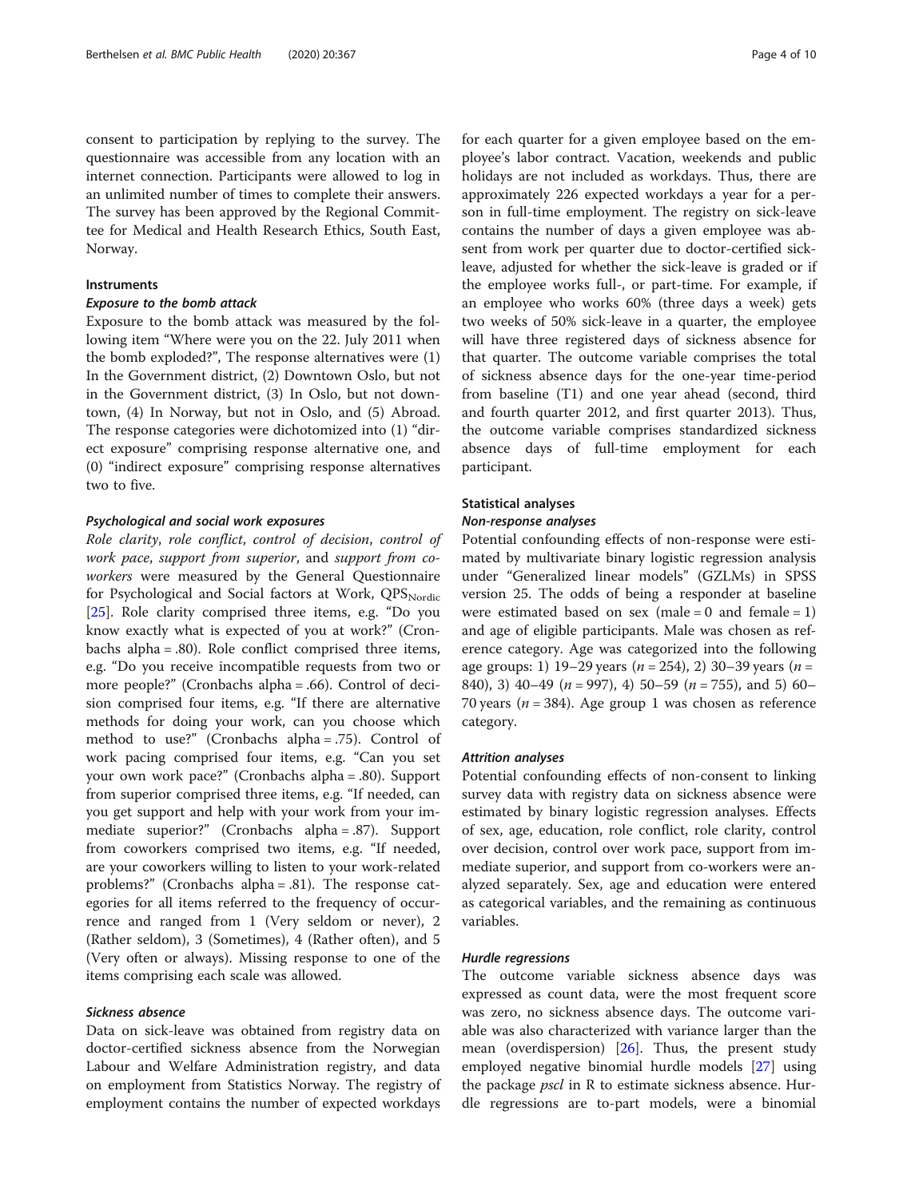consent to participation by replying to the survey. The questionnaire was accessible from any location with an internet connection. Participants were allowed to log in an unlimited number of times to complete their answers. The survey has been approved by the Regional Committee for Medical and Health Research Ethics, South East, Norway.

### Instruments

#### Exposure to the bomb attack

Exposure to the bomb attack was measured by the following item "Where were you on the 22. July 2011 when the bomb exploded?", The response alternatives were (1) In the Government district, (2) Downtown Oslo, but not in the Government district, (3) In Oslo, but not downtown, (4) In Norway, but not in Oslo, and (5) Abroad. The response categories were dichotomized into (1) "direct exposure" comprising response alternative one, and (0) "indirect exposure" comprising response alternatives two to five.

#### Psychological and social work exposures

*Role clarity*, *role conflict*, *control of decision*, *control of work pace*, *support from superior*, and *support from coworkers* were measured by the General Questionnaire for Psychological and Social factors at Work, $QPS_{Nordic}$ [25]. Role clarity comprised three items, e.g. "Do you know exactly what is expected of you at work?" (Cronbachs alpha = .80). Role conflict comprised three items, e.g. "Do you receive incompatible requests from two or more people?" (Cronbachs alpha = .66). Control of decision comprised four items, e.g. "If there are alternative methods for doing your work, can you choose which method to use?" (Cronbachs alpha = .75). Control of work pacing comprised four items, e.g. "Can you set your own work pace?" (Cronbachs alpha = .80). Support from superior comprised three items, e.g. "If needed, can you get support and help with your work from your immediate superior?" (Cronbachs alpha = .87). Support from coworkers comprised two items, e.g. "If needed, are your coworkers willing to listen to your work-related problems?" (Cronbachs alpha = .81). The response categories for all items referred to the frequency of occurrence and ranged from 1 (Very seldom or never), 2 (Rather seldom), 3 (Sometimes), 4 (Rather often), and 5 (Very often or always). Missing response to one of the items comprising each scale was allowed.

#### Sickness absence

Data on sick-leave was obtained from registry data on doctor-certified sickness absence from the Norwegian Labour and Welfare Administration registry, and data on employment from Statistics Norway. The registry of employment contains the number of expected workdays for each quarter for a given employee based on the employee's labor contract. Vacation, weekends and public holidays are not included as workdays. Thus, there are approximately 226 expected workdays a year for a person in full-time employment. The registry on sick-leave contains the number of days a given employee was absent from work per quarter due to doctor-certified sick-leave, adjusted for whether the sick-leave is graded or if the employee works full-, or part-time. For example, if an employee who works 60% (three days a week) gets two weeks of 50% sick-leave in a quarter, the employee will have three registered days of sickness absence for that quarter. The outcome variable comprises the total of sickness absence days for the one-year time-period from baseline (T1) and one year ahead (second, third and fourth quarter 2012, and first quarter 2013). Thus, the outcome variable comprises standardized sickness absence days of full-time employment for each participant.

### Statistical analyses

#### Non-response analyses

Potential confounding effects of non-response were estimated by multivariate binary logistic regression analysis under "Generalized linear models" (GZLMs) in SPSS version 25. The odds of being a responder at baseline were estimated based on sex (male = 0 and female = 1) and age of eligible participants. Male was chosen as reference category. Age was categorized into the following age groups: 1) 19–29 years (*n* = 254), 2) 30–39 years (*n* = 840), 3) 40–49 (*n* = 997), 4) 50–59 (*n* = 755), and 5) 60–70 years (*n* = 384). Age group 1 was chosen as reference category.

#### Attrition analyses

Potential confounding effects of non-consent to linking survey data with registry data on sickness absence were estimated by binary logistic regression analyses. Effects of sex, age, education, role conflict, role clarity, control over decision, control over work pace, support from immediate superior, and support from co-workers were analyzed separately. Sex, age and education were entered as categorical variables, and the remaining as continuous variables.

#### Hurdle regressions

The outcome variable sickness absence days was expressed as count data, were the most frequent score was zero, no sickness absence days. The outcome variable was also characterized with variance larger than the mean (overdispersion) [26]. Thus, the present study employed negative binomial hurdle models [27] using the package *pscl* in R to estimate sickness absence. Hurdle regressions are to-part models, were a binomial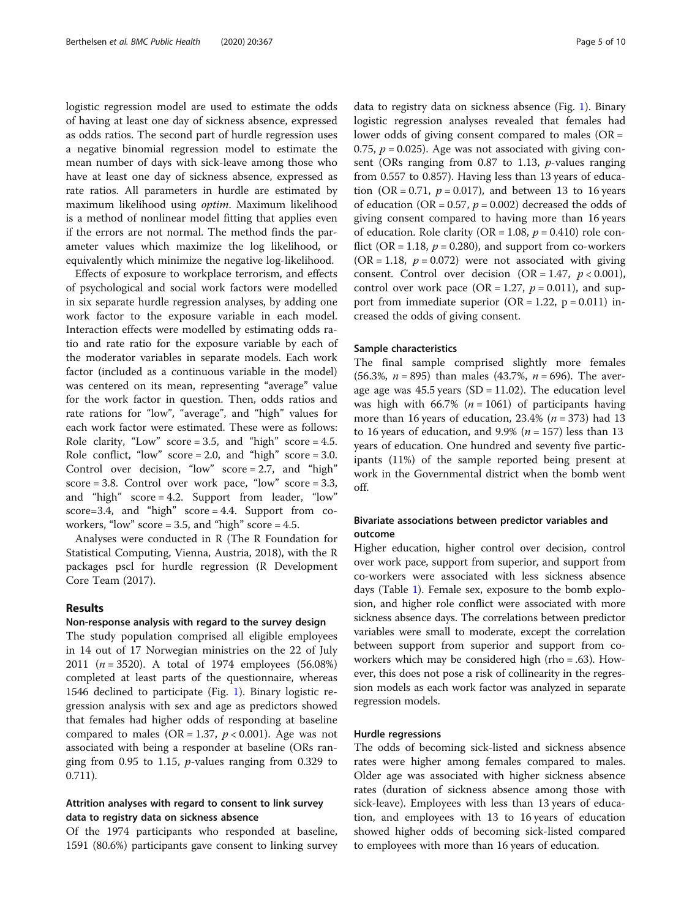logistic regression model are used to estimate the odds of having at least one day of sickness absence, expressed as odds ratios. The second part of hurdle regression uses a negative binomial regression model to estimate the mean number of days with sick-leave among those who have at least one day of sickness absence, expressed as rate ratios. All parameters in hurdle are estimated by maximum likelihood using *optim*. Maximum likelihood is a method of nonlinear model fitting that applies even if the errors are not normal. The method finds the parameter values which maximize the log likelihood, or equivalently which minimize the negative log-likelihood.

Effects of exposure to workplace terrorism, and effects of psychological and social work factors were modelled in six separate hurdle regression analyses, by adding one work factor to the exposure variable in each model. Interaction effects were modelled by estimating odds ratio and rate ratio for the exposure variable by each of the moderator variables in separate models. Each work factor (included as a continuous variable in the model) was centered on its mean, representing "average" value for the work factor in question. Then, odds ratios and rate rations for "low", "average", and "high" values for each work factor were estimated. These were as follows: Role clarity, "Low" score = 3.5, and "high" score = 4.5. Role conflict, "low" score = 2.0, and "high" score = 3.0. Control over decision, "low" score = 2.7, and "high" score = 3.8. Control over work pace, "low" score = 3.3, and "high" score = 4.2. Support from leader, "low" score=3.4, and "high" score = 4.4. Support from co-workers, "low" score = 3.5, and "high" score = 4.5.

Analyses were conducted in R (The R Foundation for Statistical Computing, Vienna, Austria, 2018), with the R packages pscl for hurdle regression (R Development Core Team (2017).

## Results

### Non-response analysis with regard to the survey design

The study population comprised all eligible employees in 14 out of 17 Norwegian ministries on the 22 of July 2011 ($n = 3520$). A total of 1974 employees (56.08%) completed at least parts of the questionnaire, whereas 1546 declined to participate (Fig. 1). Binary logistic regression analysis with sex and age as predictors showed that females had higher odds of responding at baseline compared to males (OR = 1.37, $p < 0.001$). Age was not associated with being a responder at baseline (ORs ranging from 0.95 to 1.15, $p$-values ranging from 0.329 to 0.711).

### Attrition analyses with regard to consent to link survey data to registry data on sickness absence

Of the 1974 participants who responded at baseline, 1591 (80.6%) participants gave consent to linking survey data to registry data on sickness absence (Fig. 1). Binary logistic regression analyses revealed that females had lower odds of giving consent compared to males (OR = 0.75, $p = 0.025$). Age was not associated with giving consent (ORs ranging from 0.87 to 1.13, $p$-values ranging from 0.557 to 0.857). Having less than 13 years of education (OR = 0.71, $p = 0.017$), and between 13 to 16 years of education (OR = 0.57, $p = 0.002$) decreased the odds of giving consent compared to having more than 16 years of education. Role clarity (OR = 1.08, $p = 0.410$) role conflict (OR = 1.18, $p = 0.280$), and support from co-workers (OR = 1.18, $p = 0.072$) were not associated with giving consent. Control over decision (OR = 1.47, $p < 0.001$), control over work pace (OR = 1.27, $p = 0.011$), and support from immediate superior (OR = 1.22, p = 0.011) increased the odds of giving consent.

### Sample characteristics

The final sample comprised slightly more females (56.3%, $n = 895$) than males (43.7%, $n = 696$). The average age was 45.5 years (SD = 11.02). The education level was high with 66.7% ($n = 1061$) of participants having more than 16 years of education, 23.4% ($n = 373$) had 13 to 16 years of education, and 9.9% ($n = 157$) less than 13 years of education. One hundred and seventy five participants (11%) of the sample reported being present at work in the Governmental district when the bomb went off.

### Bivariate associations between predictor variables and outcome

Higher education, higher control over decision, control over work pace, support from superior, and support from co-workers were associated with less sickness absence days (Table 1). Female sex, exposure to the bomb explosion, and higher role conflict were associated with more sickness absence days. The correlations between predictor variables were small to moderate, except the correlation between support from superior and support from co-workers which may be considered high (rho = .63). However, this does not pose a risk of collinearity in the regression models as each work factor was analyzed in separate regression models.

### Hurdle regressions

The odds of becoming sick-listed and sickness absence rates were higher among females compared to males. Older age was associated with higher sickness absence rates (duration of sickness absence among those with sick-leave). Employees with less than 13 years of education, and employees with 13 to 16 years of education showed higher odds of becoming sick-listed compared to employees with more than 16 years of education.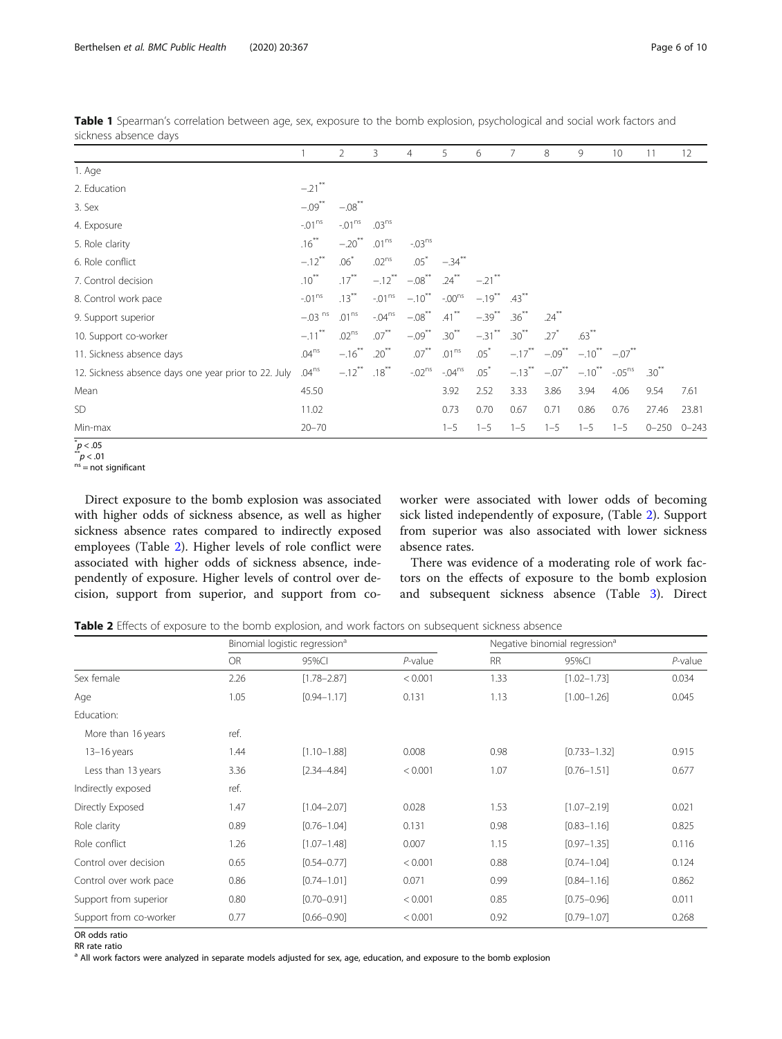**Table 1** Spearman's correlation between age, sex, exposure to the bomb explosion, psychological and social work factors and sickness absence days

| | 1 | 2 | 3 | 4 | 5 | 6 | 7 | 8 | 9 | 10 | 11 | 12 |
|---|---|---|---|---|---|---|---|---|---|---|---|---|
| 1. Age | | | | | | | | | | | | |
| 2. Education | −.21** | | | | | | | | | | | |
| 3. Sex | −.09** | −.08** | | | | | | | | | | |
| 4. Exposure | -.01ns | -.01ns | .03ns | | | | | | | | | |
| 5. Role clarity | .16** | −.20** | .01ns | -.03ns | | | | | | | | |
| 6. Role conflict | −.12** | .06* | .02ns | .05* | −.34** | | | | | | | |
| 7. Control decision | .10** | .17** | −.12** | −.08** | .24** | −.21** | | | | | | |
| 8. Control work pace | -.01ns | .13** | -.01ns | −.10** | -.00ns | −.19** | .43** | | | | | |
| 9. Support superior | −.03 ns | .01ns | -.04ns | −.08** | .41** | −.39** | .36** | .24** | | | | |
| 10. Support co-worker | −.11** | .02ns | .07** | −.09** | .30** | −.31** | .30** | .27* | .63** | | | |
| 11. Sickness absence days | .04ns | −.16** | .20** | .07** | .01ns | .05* | −.17** | −.09** | −.10** | −.07** | | |
| 12. Sickness absence days one year prior to 22. July | .04ns | −.12** | .18** | -.02ns | -.04ns | .05* | −.13** | −.07** | −.10** | -.05ns | .30** | |
| Mean | 45.50 | | | | 3.92 | 2.52 | 3.33 | 3.86 | 3.94 | 4.06 | 9.54 | 7.61 |
| SD | 11.02 | | | | 0.73 | 0.70 | 0.67 | 0.71 | 0.86 | 0.76 | 27.46 | 23.81 |
| Min-max | 20–70 | | | | 1–5 | 1–5 | 1–5 | 1–5 | 1–5 | 1–5 | 0–250 | 0–243 |

*$p < .05$
**$p < .01$
ns = not significant

Direct exposure to the bomb explosion was associated with higher odds of sickness absence, as well as higher sickness absence rates compared to indirectly exposed employees (Table 2). Higher levels of role conflict were associated with higher odds of sickness absence, independently of exposure. Higher levels of control over decision, support from superior, and support from co-worker were associated with lower odds of becoming sick listed independently of exposure, (Table 2). Support from superior was also associated with lower sickness absence rates.

There was evidence of a moderating role of work factors on the effects of exposure to the bomb explosion and subsequent sickness absence (Table 3). Direct

**Table 2** Effects of exposure to the bomb explosion, and work factors on subsequent sickness absence

| | Binomial logistic regression[a] | | | Negative binomial regression[a] | | |
|---|---|---|---|---|---|---|
| | OR | 95%CI | *P*-value | RR | 95%CI | *P*-value |
| Sex female | 2.26 | [1.78–2.87] | < 0.001 | 1.33 | [1.02–1.73] | 0.034 |
| Age | 1.05 | [0.94–1.17] | 0.131 | 1.13 | [1.00–1.26] | 0.045 |
| Education: | | | | | | |
| More than 16 years | ref. | | | | | |
| 13–16 years | 1.44 | [1.10–1.88] | 0.008 | 0.98 | [0.733–1.32] | 0.915 |
| Less than 13 years | 3.36 | [2.34–4.84] | < 0.001 | 1.07 | [0.76–1.51] | 0.677 |
| Indirectly exposed | ref. | | | | | |
| Directly Exposed | 1.47 | [1.04–2.07] | 0.028 | 1.53 | [1.07–2.19] | 0.021 |
| Role clarity | 0.89 | [0.76–1.04] | 0.131 | 0.98 | [0.83–1.16] | 0.825 |
| Role conflict | 1.26 | [1.07–1.48] | 0.007 | 1.15 | [0.97–1.35] | 0.116 |
| Control over decision | 0.65 | [0.54–0.77] | < 0.001 | 0.88 | [0.74–1.04] | 0.124 |
| Control over work pace | 0.86 | [0.74–1.01] | 0.071 | 0.99 | [0.84–1.16] | 0.862 |
| Support from superior | 0.80 | [0.70–0.91] | < 0.001 | 0.85 | [0.75–0.96] | 0.011 |
| Support from co-worker | 0.77 | [0.66–0.90] | < 0.001 | 0.92 | [0.79–1.07] | 0.268 |

OR odds ratio
RR rate ratio
[a] All work factors were analyzed in separate models adjusted for sex, age, education, and exposure to the bomb explosion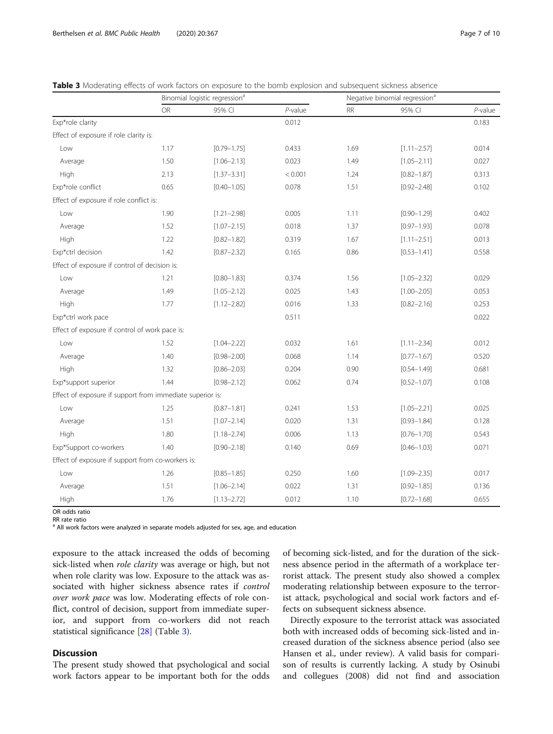**Table 3** Moderating effects of work factors on exposure to the bomb explosion and subsequent sickness absence

| | Binomial logistic regression[a] | | | Negative binomial regression[a] | | |
|---|---|---|---|---|---|---|
| | OR | 95% CI | *P*-value | RR | 95% CI | *P*-value |
| Exp*role clarity | | | 0.012 | | | 0.183 |
| Effect of exposure if role clarity is: | | | | | | |
| Low | 1.17 | [0.79–1.75] | 0.433 | 1.69 | [1.11–2.57] | 0.014 |
| Average | 1.50 | [1.06–2.13] | 0.023 | 1.49 | [1.05–2.11] | 0.027 |
| High | 2.13 | [1.37–3.31] | < 0.001 | 1.24 | [0.82–1.87] | 0.313 |
| Exp*role conflict | 0.65 | [0.40–1.05] | 0.078 | 1.51 | [0.92–2.48] | 0.102 |
| Effect of exposure if role conflict is: | | | | | | |
| Low | 1.90 | [1.21–2.98] | 0.005 | 1.11 | [0.90–1.29] | 0.402 |
| Average | 1.52 | [1.07–2.15] | 0.018 | 1.37 | [0.97–1.93] | 0.078 |
| High | 1.22 | [0.82–1.82] | 0.319 | 1.67 | [1.11–2.51] | 0.013 |
| Exp*ctrl decision | 1.42 | [0.87–2.32] | 0.165 | 0.86 | [0.53–1.41] | 0.558 |
| Effect of exposure if control of decision is: | | | | | | |
| Low | 1.21 | [0.80–1.83] | 0.374 | 1.56 | [1.05–2.32] | 0.029 |
| Average | 1.49 | [1.05–2.12] | 0.025 | 1.43 | [1.00–2.05] | 0.053 |
| High | 1.77 | [1.12–2.82] | 0.016 | 1.33 | [0.82–2.16] | 0.253 |
| Exp*ctrl work pace | | | 0.511 | | | 0.022 |
| Effect of exposure if control of work pace is: | | | | | | |
| Low | 1.52 | [1.04–2.22] | 0.032 | 1.61 | [1.11–2.34] | 0.012 |
| Average | 1.40 | [0.98–2.00] | 0.068 | 1.14 | [0.77–1.67] | 0.520 |
| High | 1.32 | [0.86–2.03] | 0.204 | 0.90 | [0.54–1.49] | 0.681 |
| Exp*support superior | 1.44 | [0.98–2.12] | 0.062 | 0.74 | [0.52–1.07] | 0.108 |
| Effect of exposure if support from immediate superior is: | | | | | | |
| Low | 1.25 | [0.87–1.81] | 0.241 | 1.53 | [1.05–2.21] | 0.025 |
| Average | 1.51 | [1.07–2.14] | 0.020 | 1.31 | [0.93–1.84] | 0.128 |
| High | 1.80 | [1.18–2.74] | 0.006 | 1.13 | [0.76–1.70] | 0.543 |
| Exp*Support co-workers | 1.40 | [0.90–2.18] | 0.140 | 0.69 | [0.46–1.03] | 0.071 |
| Effect of exposure if support from co-workers is: | | | | | | |
| Low | 1.26 | [0.85–1.85] | 0.250 | 1.60 | [1.09–2.35] | 0.017 |
| Average | 1.51 | [1.06–2.14] | 0.022 | 1.31 | [0.92–1.85] | 0.136 |
| High | 1.76 | [1.13–2.72] | 0.012 | 1.10 | [0.72–1.68] | 0.655 |

OR odds ratio
RR rate ratio
[a] All work factors were analyzed in separate models adjusted for sex, age, and education

exposure to the attack increased the odds of becoming sick-listed when *role clarity* was average or high, but not when role clarity was low. Exposure to the attack was associated with higher sickness absence rates if *control over work pace* was low. Moderating effects of role conflict, control of decision, support from immediate superior, and support from co-workers did not reach statistical significance [28] (Table 3).

## Discussion

The present study showed that psychological and social work factors appear to be important both for the odds of becoming sick-listed, and for the duration of the sickness absence period in the aftermath of a workplace terrorist attack. The present study also showed a complex moderating relationship between exposure to the terrorist attack, psychological and social work factors and effects on subsequent sickness absence.

Directly exposure to the terrorist attack was associated both with increased odds of becoming sick-listed and increased duration of the sickness absence period (also see Hansen et al., under review). A valid basis for comparison of results is currently lacking. A study by Osinubi and collegues (2008) did not find and association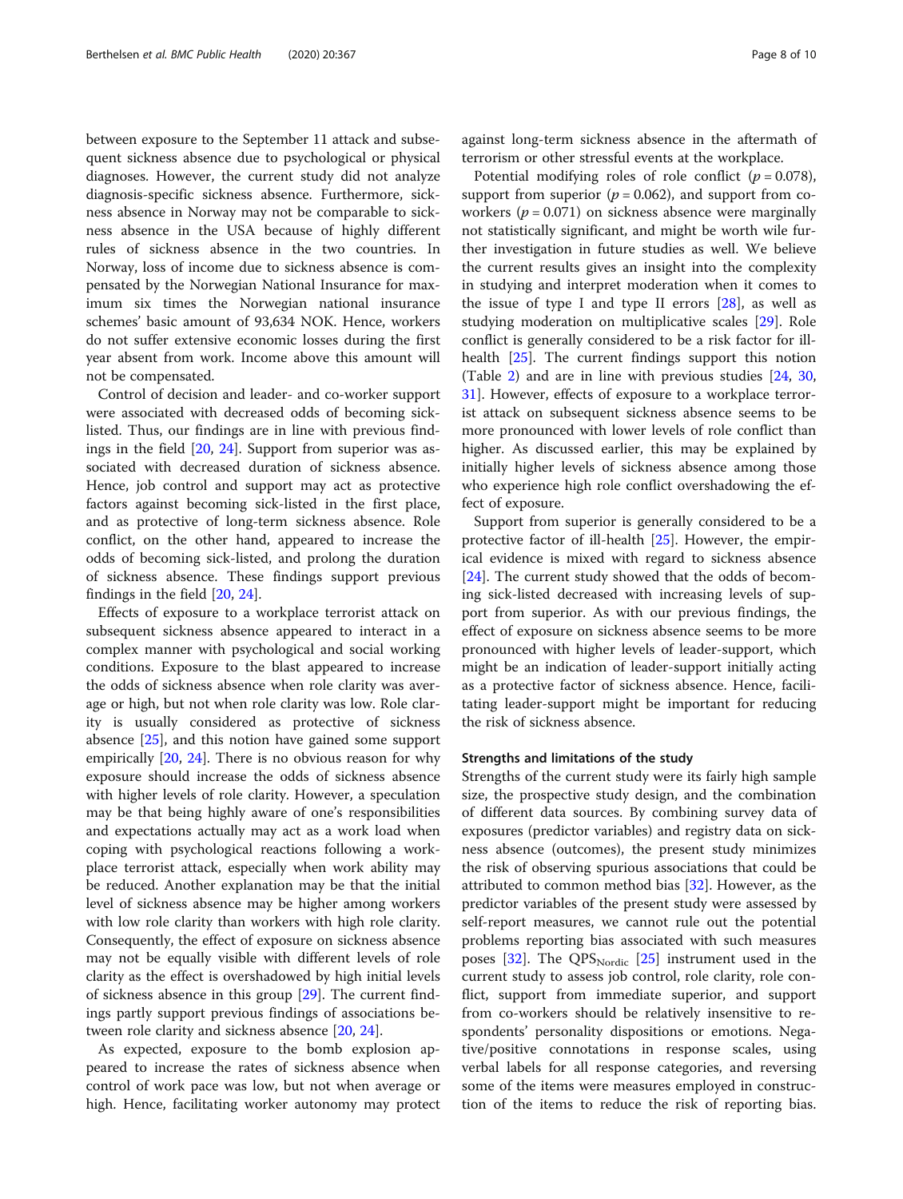between exposure to the September 11 attack and subsequent sickness absence due to psychological or physical diagnoses. However, the current study did not analyze diagnosis-specific sickness absence. Furthermore, sickness absence in Norway may not be comparable to sickness absence in the USA because of highly different rules of sickness absence in the two countries. In Norway, loss of income due to sickness absence is compensated by the Norwegian National Insurance for maximum six times the Norwegian national insurance schemes' basic amount of 93,634 NOK. Hence, workers do not suffer extensive economic losses during the first year absent from work. Income above this amount will not be compensated.

Control of decision and leader- and co-worker support were associated with decreased odds of becoming sick-listed. Thus, our findings are in line with previous findings in the field [20, 24]. Support from superior was associated with decreased duration of sickness absence. Hence, job control and support may act as protective factors against becoming sick-listed in the first place, and as protective of long-term sickness absence. Role conflict, on the other hand, appeared to increase the odds of becoming sick-listed, and prolong the duration of sickness absence. These findings support previous findings in the field [20, 24].

Effects of exposure to a workplace terrorist attack on subsequent sickness absence appeared to interact in a complex manner with psychological and social working conditions. Exposure to the blast appeared to increase the odds of sickness absence when role clarity was average or high, but not when role clarity was low. Role clarity is usually considered as protective of sickness absence [25], and this notion have gained some support empirically [20, 24]. There is no obvious reason for why exposure should increase the odds of sickness absence with higher levels of role clarity. However, a speculation may be that being highly aware of one's responsibilities and expectations actually may act as a work load when coping with psychological reactions following a workplace terrorist attack, especially when work ability may be reduced. Another explanation may be that the initial level of sickness absence may be higher among workers with low role clarity than workers with high role clarity. Consequently, the effect of exposure on sickness absence may not be equally visible with different levels of role clarity as the effect is overshadowed by high initial levels of sickness absence in this group [29]. The current findings partly support previous findings of associations between role clarity and sickness absence [20, 24].

As expected, exposure to the bomb explosion appeared to increase the rates of sickness absence when control of work pace was low, but not when average or high. Hence, facilitating worker autonomy may protect against long-term sickness absence in the aftermath of terrorism or other stressful events at the workplace.

Potential modifying roles of role conflict ($p = 0.078$), support from superior ($p = 0.062$), and support from co-workers ($p = 0.071$) on sickness absence were marginally not statistically significant, and might be worth wile further investigation in future studies as well. We believe the current results gives an insight into the complexity in studying and interpret moderation when it comes to the issue of type I and type II errors [28], as well as studying moderation on multiplicative scales [29]. Role conflict is generally considered to be a risk factor for ill-health [25]. The current findings support this notion (Table 2) and are in line with previous studies [24, 30, 31]. However, effects of exposure to a workplace terrorist attack on subsequent sickness absence seems to be more pronounced with lower levels of role conflict than higher. As discussed earlier, this may be explained by initially higher levels of sickness absence among those who experience high role conflict overshadowing the effect of exposure.

Support from superior is generally considered to be a protective factor of ill-health [25]. However, the empirical evidence is mixed with regard to sickness absence [24]. The current study showed that the odds of becoming sick-listed decreased with increasing levels of support from superior. As with our previous findings, the effect of exposure on sickness absence seems to be more pronounced with higher levels of leader-support, which might be an indication of leader-support initially acting as a protective factor of sickness absence. Hence, facilitating leader-support might be important for reducing the risk of sickness absence.

## Strengths and limitations of the study

Strengths of the current study were its fairly high sample size, the prospective study design, and the combination of different data sources. By combining survey data of exposures (predictor variables) and registry data on sickness absence (outcomes), the present study minimizes the risk of observing spurious associations that could be attributed to common method bias [32]. However, as the predictor variables of the present study were assessed by self-report measures, we cannot rule out the potential problems reporting bias associated with such measures poses [32]. The $QPS_{Nordic}$ [25] instrument used in the current study to assess job control, role clarity, role conflict, support from immediate superior, and support from co-workers should be relatively insensitive to respondents' personality dispositions or emotions. Negative/positive connotations in response scales, using verbal labels for all response categories, and reversing some of the items were measures employed in construction of the items to reduce the risk of reporting bias.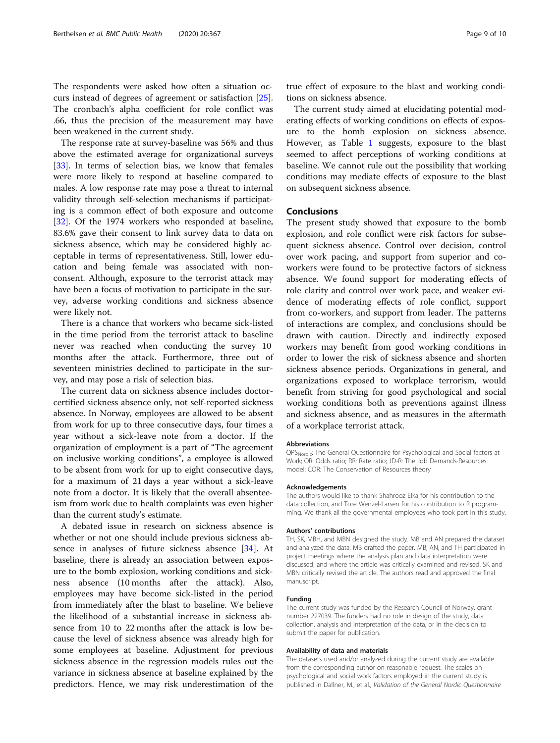The respondents were asked how often a situation occurs instead of degrees of agreement or satisfaction [25]. The cronbach's alpha coefficient for role conflict was .66, thus the precision of the measurement may have been weakened in the current study.

The response rate at survey-baseline was 56% and thus above the estimated average for organizational surveys [33]. In terms of selection bias, we know that females were more likely to respond at baseline compared to males. A low response rate may pose a threat to internal validity through self-selection mechanisms if participating is a common effect of both exposure and outcome [32]. Of the 1974 workers who responded at baseline, 83.6% gave their consent to link survey data to data on sickness absence, which may be considered highly acceptable in terms of representativeness. Still, lower education and being female was associated with non-consent. Although, exposure to the terrorist attack may have been a focus of motivation to participate in the survey, adverse working conditions and sickness absence were likely not.

There is a chance that workers who became sick-listed in the time period from the terrorist attack to baseline never was reached when conducting the survey 10 months after the attack. Furthermore, three out of seventeen ministries declined to participate in the survey, and may pose a risk of selection bias.

The current data on sickness absence includes doctor-certified sickness absence only, not self-reported sickness absence. In Norway, employees are allowed to be absent from work for up to three consecutive days, four times a year without a sick-leave note from a doctor. If the organization of employment is a part of "The agreement on inclusive working conditions", a employee is allowed to be absent from work for up to eight consecutive days, for a maximum of 21 days a year without a sick-leave note from a doctor. It is likely that the overall absenteeism from work due to health complaints was even higher than the current study's estimate.

A debated issue in research on sickness absence is whether or not one should include previous sickness absence in analyses of future sickness absence [34]. At baseline, there is already an association between exposure to the bomb explosion, working conditions and sickness absence (10 months after the attack). Also, employees may have become sick-listed in the period from immediately after the blast to baseline. We believe the likelihood of a substantial increase in sickness absence from 10 to 22 months after the attack is low because the level of sickness absence was already high for some employees at baseline. Adjustment for previous sickness absence in the regression models rules out the variance in sickness absence at baseline explained by the predictors. Hence, we may risk underestimation of the true effect of exposure to the blast and working conditions on sickness absence.

The current study aimed at elucidating potential moderating effects of working conditions on effects of exposure to the bomb explosion on sickness absence. However, as Table 1 suggests, exposure to the blast seemed to affect perceptions of working conditions at baseline. We cannot rule out the possibility that working conditions may mediate effects of exposure to the blast on subsequent sickness absence.

## Conclusions

The present study showed that exposure to the bomb explosion, and role conflict were risk factors for subsequent sickness absence. Control over decision, control over work pacing, and support from superior and co-workers were found to be protective factors of sickness absence. We found support for moderating effects of role clarity and control over work pace, and weaker evidence of moderating effects of role conflict, support from co-workers, and support from leader. The patterns of interactions are complex, and conclusions should be drawn with caution. Directly and indirectly exposed workers may benefit from good working conditions in order to lower the risk of sickness absence and shorten sickness absence periods. Organizations in general, and organizations exposed to workplace terrorism, would benefit from striving for good psychological and social working conditions both as preventions against illness and sickness absence, and as measures in the aftermath of a workplace terrorist attack.

#### Abbreviations

$QPS_{Nordic}$: The General Questionnaire for Psychological and Social factors at Work; OR: Odds ratio; RR: Rate ratio; JD-R: The Job Demands-Resources model; COR: The Conservation of Resources theory

#### Acknowledgements

The authors would like to thank Shahrooz Elka for his contribution to the data collection, and Tore Wenzel-Larsen for his contribution to R programming. We thank all the governmental employees who took part in this study.

#### Authors' contributions

TH, SK, MBH, and MBN designed the study. MB and AN prepared the dataset and analyzed the data. MB drafted the paper. MB, AN, and TH participated in project meetings where the analysis plan and data interpretation were discussed, and where the article was critically examined and revised. SK and MBN critically revised the article. The authors read and approved the final manuscript.

#### Funding

The current study was funded by the Research Council of Norway, grant number 227039. The funders had no role in design of the study, data collection, analysis and interpretation of the data, or in the decision to submit the paper for publication.

#### Availability of data and materials

The datasets used and/or analyzed during the current study are available from the corresponding author on reasonable request. The scales on psychological and social work factors employed in the current study is published in Dallner, M., et al., *Validation of the General Nordic Questionnaire*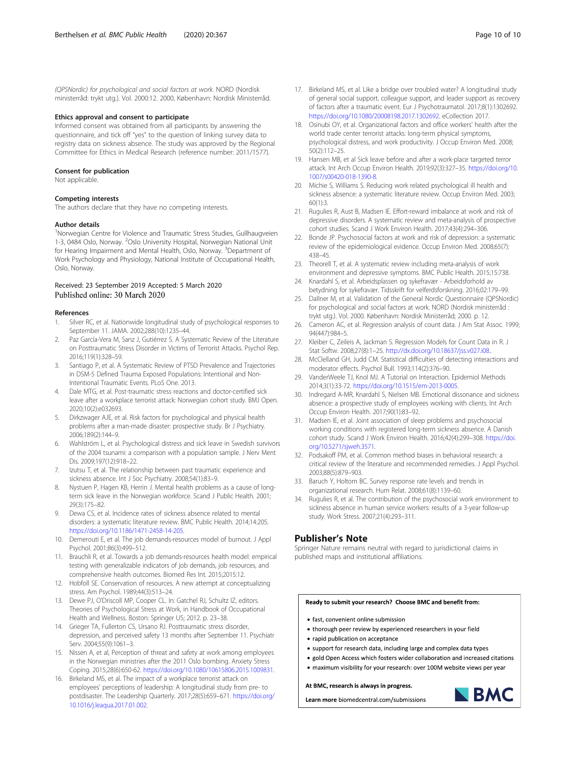(QPSNordic) for psychological and social factors at work. NORD (Nordisk ministerråd: trykt utg.). Vol. 2000:12. 2000, København: Nordisk Ministerråd.

### Ethics approval and consent to participate

Informed consent was obtained from all participants by answering the questionnaire, and tick off "yes" to the question of linking survey data to registry data on sickness absence. The study was approved by the Regional Committee for Ethics in Medical Research (reference number: 2011/1577).

### Consent for publication

Not applicable.

### Competing interests

The authors declare that they have no competing interests.

### Author details

[1]Norwegian Centre for Violence and Traumatic Stress Studies, Gullhaugveien 1-3, 0484 Oslo, Norway. [2]Oslo University Hospital, Norwegian National Unit for Hearing Impairment and Mental Health, Oslo, Norway. [3]Department of Work Psychology and Physiology, National Institute of Occupational Health, Oslo, Norway.

Received: 23 September 2019 Accepted: 5 March 2020
Published online: 30 March 2020

### References

1. Silver RC, et al. Nationwide longitudinal study of psychological responses to September 11. JAMA. 2002;288(10):1235–44.
2. Paz García-Vera M, Sanz J, Gutiérrez S. A Systematic Review of the Literature on Posttraumatic Stress Disorder in Victims of Terrorist Attacks. Psychol Rep. 2016;119(1):328–59.
3. Santiago P, et al. A Systematic Review of PTSD Prevalence and Trajectories in DSM-5 Defined Trauma Exposed Populations: Intentional and Non-Intentional Traumatic Events. PLoS One. 2013.
4. Dale MTG, et al. Post-traumatic stress reactions and doctor-certified sick leave after a workplace terrorist attack: Norwegian cohort study. BMJ Open. 2020;10(2):e032693.
5. Dirkzwager AJE, et al. Risk factors for psychological and physical health problems after a man-made disaster: prospective study. Br J Psychiatry. 2006;189(2):144–9.
6. Wahlström L, et al. Psychological distress and sick leave in Swedish survivors of the 2004 tsunami: a comparison with a population sample. J Nerv Ment Dis. 2009;197(12):918–22.
7. Izutsu T, et al. The relationship between past traumatic experience and sickness absence. Int J Soc Psychiatry. 2008;54(1):83–9.
8. Nystuen P, Hagen KB, Herrin J. Mental health problems as a cause of long-term sick leave in the Norwegian workforce. Scand J Public Health. 2001; 29(3):175–82.
9. Dewa CS, et al. Incidence rates of sickness absence related to mental disorders: a systematic literature review. BMC Public Health. 2014;14:205. https://doi.org/10.1186/1471-2458-14-205.
10. Demerouti E, et al. The job demands-resources model of burnout. J Appl Psychol. 2001;86(3):499–512.
11. Brauchli R, et al. Towards a job demands-resources health model: empirical testing with generalizable indicators of job demands, job resources, and comprehensive health outcomes. Biomed Res Int. 2015;2015:12.
12. Hobfoll SE. Conservation of resources. A new attempt at conceptualizing stress. Am Psychol. 1989;44(3):513–24.
13. Dewe PJ, O'Driscoll MP, Cooper CL. In: Gatchel RJ, Schultz IZ, editors. Theories of Psychological Stress at Work, in Handbook of Occupational Health and Wellness. Boston: Springer US; 2012. p. 23–38.
14. Grieger TA, Fullerton CS, Ursano RJ. Posttraumatic stress disorder, depression, and perceived safety 13 months after September 11. Psychiatr Serv. 2004;55(9):1061–3.
15. Nissen A, et al, Perception of threat and safety at work among employees in the Norwegian ministries after the 2011 Oslo bombing. Anxiety Stress Coping. 2015;28(6):650-62. https://doi.org/10.1080/10615806.2015.1009831.
16. Birkeland MS, et al. The impact of a workplace terrorist attack on employees' perceptions of leadership: A longitudinal study from pre- to postdisaster. The Leadership Quarterly. 2017;28(5):659–671. https://doi.org/10.1016/j.leaqua.2017.01.002.
17. Birkeland MS, et al. Like a bridge over troubled water? A longitudinal study of general social support, colleague support, and leader support as recovery factors after a traumatic event. Eur J Psychotraumatol. 2017;8(1):1302692. https://doi.org/10.1080/20008198.2017.1302692. eCollection 2017.
18. Osinubi OY, et al. Organizational factors and office workers' health after the world trade center terrorist attacks: long-term physical symptoms, psychological distress, and work productivity. J Occup Environ Med. 2008; 50(2):112–25.
19. Hansen MB, et al Sick leave before and after a work-place targeted terror attack. Int Arch Occup Environ Health. 2019;92(3):327–35. https://doi.org/10.1007/s00420-018-1390-8.
20. Michie S, Williams S. Reducing work related psychological ill health and sickness absence: a systematic literature review. Occup Environ Med. 2003; 60(1):3.
21. Rugulies R, Aust B, Madsen IE. Effort-reward imbalance at work and risk of depressive disorders. A systematic review and meta-analysis of prospective cohort studies. Scand J Work Environ Health. 2017;43(4):294–306.
22. Bonde JP. Psychosocial factors at work and risk of depression: a systematic review of the epidemiological evidence. Occup Environ Med. 2008;65(7): 438–45.
23. Theorell T, et al. A systematic review including meta-analysis of work environment and depressive symptoms. BMC Public Health. 2015;15:738.
24. Knardahl S, et al. Arbeidsplassen og sykefravær - Arbeidsforhold av betydning for sykefravær. Tidsskrift for velferdsforskning. 2016;02:179–99.
25. Dallner M, et al. Validation of the General Nordic Questionnaire (QPSNordic) for psychological and social factors at work. NORD (Nordisk ministerråd : trykt utg.). Vol. 2000. København: Nordisk Ministerråd; 2000. p. 12.
26. Cameron AC, et al. Regression analysis of count data. J Am Stat Assoc. 1999; 94(447):984–5.
27. Kleiber C, Zeileis A, Jackman S. Regression Models for Count Data in R. J Stat Softw. 2008;27(8):1–25. http://dx.doi.org/10.18637/jss.v027.i08..
28. McClelland GH, Judd CM. Statistical difficulties of detecting interactions and moderator effects. Psychol Bull. 1993;114(2):376–90.
29. VanderWeele TJ, Knol MJ. A Tutorial on Interaction. Epidemiol Methods 2014;3(1):33-72. https://doi.org/10.1515/em-2013-0005.
30. Indregard A-MR, Knardahl S, Nielsen MB. Emotional dissonance and sickness absence: a prospective study of employees working with clients. Int Arch Occup Environ Health. 2017;90(1):83–92.
31. Madsen IE, et al. Joint association of sleep problems and psychosocial working conditions with registered long-term sickness absence. A Danish cohort study. Scand J Work Environ Health. 2016;42(4):299–308. https://doi.org/10.5271/sjweh.3571.
32. Podsakoff PM, et al. Common method biases in behavioral research: a critical review of the literature and recommended remedies. J Appl Psychol. 2003;88(5):879–903.
33. Baruch Y, Holtom BC. Survey response rate levels and trends in organizational research. Hum Relat. 2008;61(8):1139–60.
34. Rugulies R, et al. The contribution of the psychosocial work environment to sickness absence in human service workers: results of a 3-year follow-up study. Work Stress. 2007;21(4):293–311.

## Publisher's Note

Springer Nature remains neutral with regard to jurisdictional claims in published maps and institutional affiliations.

**Ready to submit your research? Choose BMC and benefit from:**

- fast, convenient online submission
- thorough peer review by experienced researchers in your field
- rapid publication on acceptance
- support for research data, including large and complex data types
- gold Open Access which fosters wider collaboration and increased citations
- maximum visibility for your research: over 100M website views per year

**At BMC, research is always in progress.**

**Learn more** biomedcentral.com/submissions

BMC